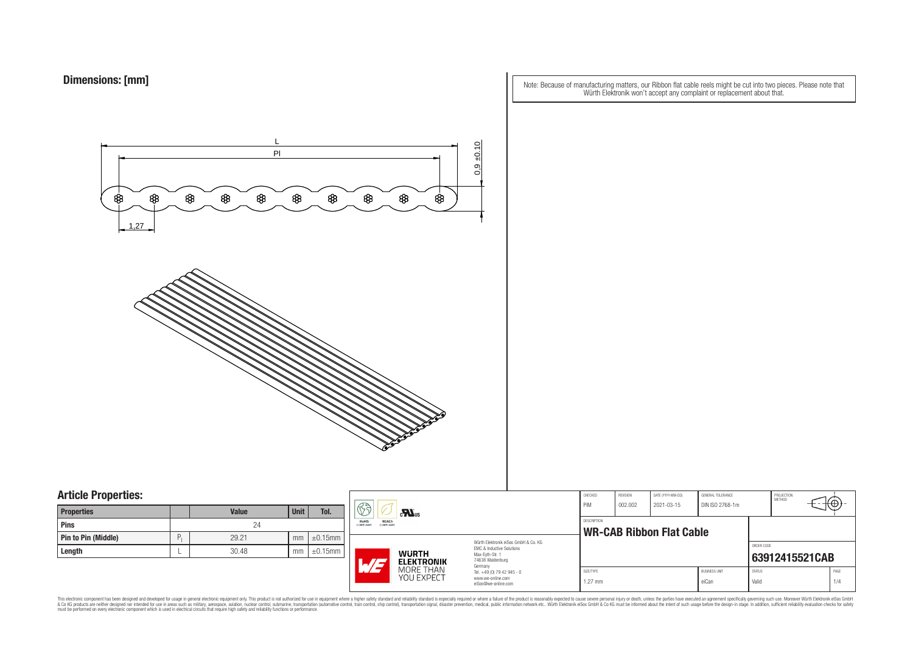## Dimensions: [mm]

Note: Because of manufacturing matters, our Ribbon flat cable reels might be cut into two pieces. Please note that Würth Elektronik won't accept any complaint or replacement about that.

L

Pl

0,9 ±0,10

1,27

## Article Properties:

| Properties | | Value | Unit | Tol. |
|---|---|---|---|---|
| Pins | | 24 | | |
| Pin to Pin (Middle) | $P_l$ | 29.21 | mm | ±0.15mm |
| Length | L | 30.48 | mm | ±0.15mm |

RoHS COMPLIANT · REACh COMPLIANT · cULus

Würth Elektronik eiSos GmbH & Co. KG
EMC & Inductive Solutions
Max-Eyth-Str. 1
74638 Waldenburg
Germany
Tel. +49 (0) 79 42 945 - 0
www.we-online.com
eiSos@we-online.com

WÜRTH ELEKTRONIK MORE THAN YOU EXPECT

| CHECKED | REVISION | DATE (YYYY-MM-DD) | GENERAL TOLERANCE | PROJECTION METHOD |
|---|---|---|---|---|
| PiM | 002.002 | 2021-03-15 | DIN ISO 2768-1m | |

DESCRIPTION

**WR-CAB Ribbon Flat Cable**

ORDER CODE

**63912415521CAB**

| SIZE/TYPE | BUSINESS UNIT | STATUS | PAGE |
|---|---|---|---|
| 1.27 mm | eiCan | Valid | 1/4 |

This electronic component has been designed and developed for usage in general electronic equipment only. This product is not authorized for use in equipment where a higher safety standard and reliability standard is especially required or where a failure of the product is reasonably expected to cause severe personal injury or death, unless the parties have executed an agreement specifically governing such use. Moreover Würth Elektronik eiSos GmbH & Co KG products are neither designed nor intended for use in areas such as military, aerospace, aviation, nuclear control, submarine, transportation (automotive control, train control, ship control), transportation signal, disaster prevention, medical, public information network etc.. Würth Elektronik eiSos GmbH & Co KG must be informed about the intent of such usage before the design-in stage. In addition, sufficient reliability evaluation checks for safety must be performed on every electronic component which is used in electrical circuits that require high safety and reliability functions or performance.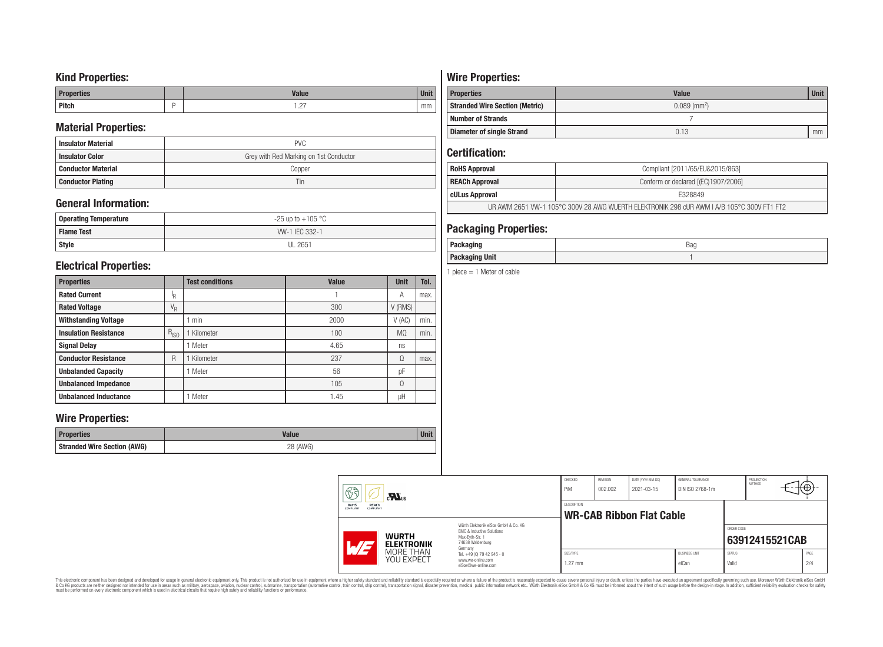## Kind Properties:

| Properties | | Value | Unit |
|---|---|---|---|
| Pitch | P | 1.27 | mm |

## Material Properties:

| | |
|---|---|
| Insulator Material | PVC |
| Insulator Color | Grey with Red Marking on 1st Conductor |
| Conductor Material | Copper |
| Conductor Plating | Tin |

## General Information:

| | |
|---|---|
| Operating Temperature | -25 up to +105 °C |
| Flame Test | VW-1 IEC 332-1 |
| Style | UL 2651 |

## Electrical Properties:

| Properties | | Test conditions | Value | Unit | Tol. |
|---|---|---|---|---|---|
| Rated Current | $I_R$ | | 1 | A | max. |
| Rated Voltage | $V_R$ | | 300 | V (RMS) | |
| Withstanding Voltage | | 1 min | 2000 | V (AC) | min. |
| Insulation Resistance | $R_{ISO}$ | 1 Kilometer | 100 | MΩ | min. |
| Signal Delay | | 1 Meter | 4.65 | ns | |
| Conductor Resistance | R | 1 Kilometer | 237 | Ω | max. |
| Unbalanded Capacity | | 1 Meter | 56 | pF | |
| Unbalanced Impedance | | | 105 | Ω | |
| Unbalanced Inductance | | 1 Meter | 1.45 | µH | |

## Wire Properties:

| Properties | Value | Unit |
|---|---|---|
| Stranded Wire Section (AWG) | 28 (AWG) | |

## Wire Properties:

| Properties | Value | Unit |
|---|---|---|
| Stranded Wire Section (Metric) | 0.089 ($mm^2$) | |
| Number of Strands | 7 | |
| Diameter of single Strand | 0.13 | mm |

## Certification:

| | |
|---|---|
| RoHS Approval | Compliant [2011/65/EU&2015/863] |
| REACh Approval | Conform or declared [(EC)1907/2006] |
| cULus Approval | E328849 |
| UR AWM 2651 VW-1 105°C 300V 28 AWG WUERTH ELEKTRONIK 298 cUR AWM I A/B 105°C 300V FT1 FT2 | |

## Packaging Properties:

| | |
|---|---|
| Packaging | Bag |
| Packaging Unit | 1 |

1 piece = 1 Meter of cable

| CHECKED | REVISION | DATE (YYYY-MM-DD) | GENERAL TOLERANCE | PROJECTION METHOD |
|---|---|---|---|---|
| PiM | 002.002 | 2021-03-15 | DIN ISO 2768-1m | |

DESCRIPTION: **WR-CAB Ribbon Flat Cable**

ORDER CODE: **63912415521CAB**

| SIZE/TYPE | BUSINESS UNIT | STATUS | PAGE |
|---|---|---|---|
| 1.27 mm | eiCan | Valid | 2/4 |

Würth Elektronik eiSos GmbH & Co. KG
EMC & Inductive Solutions
Max-Eyth-Str. 1
74638 Waldenburg
Germany
Tel. +49 (0) 79 42 945 - 0
www.we-online.com
eiSos@we-online.com

This electronic component has been designed and developed for usage in general electronic equipment only. This product is not authorized for use in equipment where a higher safety standard and reliability standard is especially required or where a failure of the product is reasonably expected to cause severe personal injury or death, unless the parties have executed an agreement specifically governing such use. Moreover Würth Elektronik eiSos GmbH & Co KG products are neither designed nor intended for use in areas such as military, aerospace, aviation, nuclear control, submarine, transportation (automotive control, train control, ship control), transportation signal, disaster prevention, medical, public information network etc.. Würth Elektronik eiSos GmbH & Co KG must be informed about the intent of such usage before the design-in stage. In addition, sufficient reliability evaluation checks for safety must be performed on every electronic component which is used in electrical circuits that require high safety and reliability functions or performance.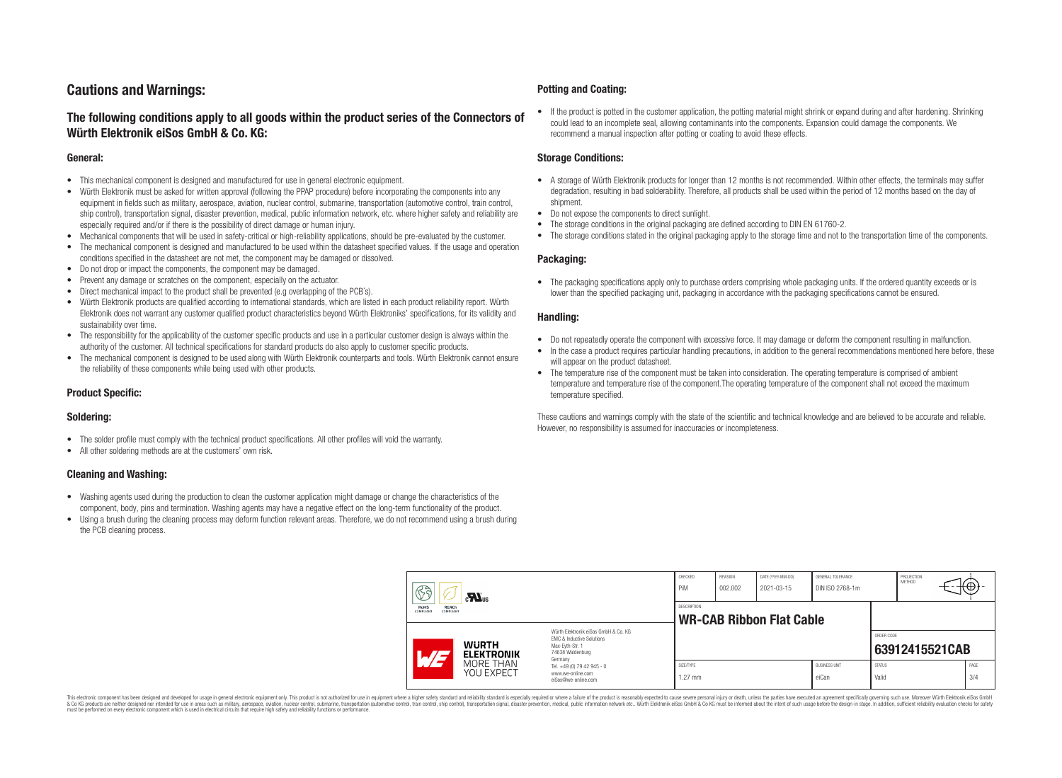# Cautions and Warnings:

## The following conditions apply to all goods within the product series of the Connectors of Würth Elektronik eiSos GmbH & Co. KG:

### General:

- This mechanical component is designed and manufactured for use in general electronic equipment.
- Würth Elektronik must be asked for written approval (following the PPAP procedure) before incorporating the components into any equipment in fields such as military, aerospace, aviation, nuclear control, submarine, transportation (automotive control, train control, ship control), transportation signal, disaster prevention, medical, public information network, etc. where higher safety and reliability are especially required and/or if there is the possibility of direct damage or human injury.
- Mechanical components that will be used in safety-critical or high-reliability applications, should be pre-evaluated by the customer.
- The mechanical component is designed and manufactured to be used within the datasheet specified values. If the usage and operation conditions specified in the datasheet are not met, the component may be damaged or dissolved.
- Do not drop or impact the components, the component may be damaged.
- Prevent any damage or scratches on the component, especially on the actuator.
- Direct mechanical impact to the product shall be prevented (e.g overlapping of the PCB´s).
- Würth Elektronik products are qualified according to international standards, which are listed in each product reliability report. Würth Elektronik does not warrant any customer qualified product characteristics beyond Würth Elektroniks' specifications, for its validity and sustainability over time.
- The responsibility for the applicability of the customer specific products and use in a particular customer design is always within the authority of the customer. All technical specifications for standard products do also apply to customer specific products.
- The mechanical component is designed to be used along with Würth Elektronik counterparts and tools. Würth Elektronik cannot ensure the reliability of these components while being used with other products.

### Product Specific:

### Soldering:

- The solder profile must comply with the technical product specifications. All other profiles will void the warranty.
- All other soldering methods are at the customers' own risk.

### Cleaning and Washing:

- Washing agents used during the production to clean the customer application might damage or change the characteristics of the component, body, pins and termination. Washing agents may have a negative effect on the long-term functionality of the product.
- Using a brush during the cleaning process may deform function relevant areas. Therefore, we do not recommend using a brush during the PCB cleaning process.

### Potting and Coating:

- If the product is potted in the customer application, the potting material might shrink or expand during and after hardening. Shrinking could lead to an incomplete seal, allowing contaminants into the components. Expansion could damage the components. We recommend a manual inspection after potting or coating to avoid these effects.

### Storage Conditions:

- A storage of Würth Elektronik products for longer than 12 months is not recommended. Within other effects, the terminals may suffer degradation, resulting in bad solderability. Therefore, all products shall be used within the period of 12 months based on the day of shipment.
- Do not expose the components to direct sunlight.
- The storage conditions in the original packaging are defined according to DIN EN 61760-2.
- The storage conditions stated in the original packaging apply to the storage time and not to the transportation time of the components.

### Packaging:

- The packaging specifications apply only to purchase orders comprising whole packaging units. If the ordered quantity exceeds or is lower than the specified packaging unit, packaging in accordance with the packaging specifications cannot be ensured.

### Handling:

- Do not repeatedly operate the component with excessive force. It may damage or deform the component resulting in malfunction.
- In the case a product requires particular handling precautions, in addition to the general recommendations mentioned here before, these will appear on the product datasheet.
- The temperature rise of the component must be taken into consideration. The operating temperature is comprised of ambient temperature and temperature rise of the component.The operating temperature of the component shall not exceed the maximum temperature specified.

These cautions and warnings comply with the state of the scientific and technical knowledge and are believed to be accurate and reliable. However, no responsibility is assumed for inaccuracies or incompleteness.

| CHECKED | REVISION | DATE (YYYY-MM-DD) | GENERAL TOLERANCE | PROJECTION METHOD |
|---|---|---|---|---|
| PiM | 002.002 | 2021-03-15 | DIN ISO 2768-1m | |
| DESCRIPTION | | | | |
| **WR-CAB Ribbon Flat Cable** | | | | ORDER CODE **63912415521CAB** |
| SIZE/TYPE | | | BUSINESS UNIT | STATUS |
| 1.27 mm | | | eiCan | Valid |

Würth Elektronik eiSos GmbH & Co. KG
EMC & Inductive Solutions
Max-Eyth-Str. 1
74638 Waldenburg
Germany
Tel. +49 (0) 79 42 945 - 0
www.we-online.com
eiSos@we-online.com

This electronic component has been designed and developed for usage in general electronic equipment only. This product is not authorized for use in equipment where a higher safety standard and reliability standard is especially required or where a failure of the product is reasonably expected to cause severe personal injury or death, unless the parties have executed an agreement specifically governing such use. Moreover Würth Elektronik eiSos GmbH & Co KG products are neither designed nor intended for use in areas such as military, aerospace, aviation, nuclear control, submarine, transportation (automotive control, train control, ship control), transportation signal, disaster prevention, medical, public information network etc.. Würth Elektronik eiSos GmbH & Co KG must be informed about the intent of such usage before the design-in stage. In addition, sufficient reliability evaluation checks for safety must be performed on every electronic component which is used in electrical circuits that require high safety and reliability functions or performance.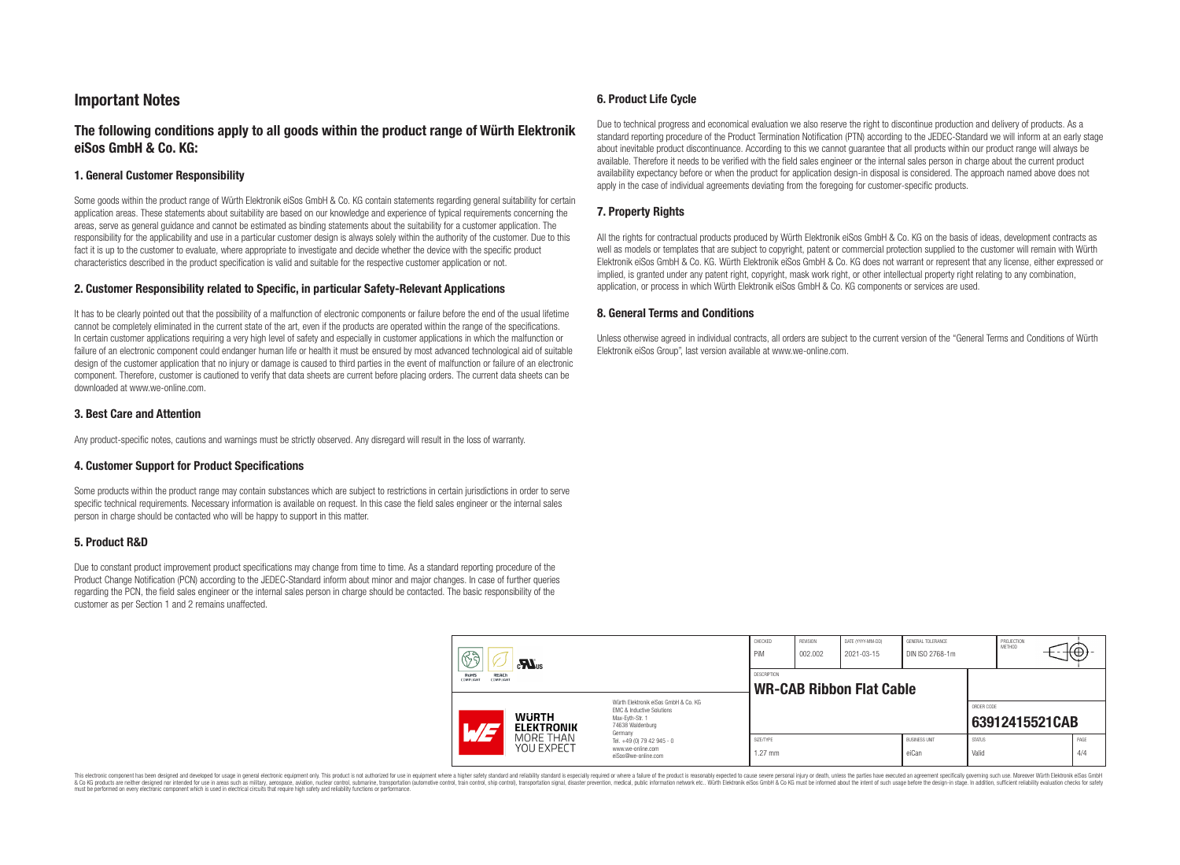# Important Notes

## The following conditions apply to all goods within the product range of Würth Elektronik eiSos GmbH & Co. KG:

### 1. General Customer Responsibility

Some goods within the product range of Würth Elektronik eiSos GmbH & Co. KG contain statements regarding general suitability for certain application areas. These statements about suitability are based on our knowledge and experience of typical requirements concerning the areas, serve as general guidance and cannot be estimated as binding statements about the suitability for a customer application. The responsibility for the applicability and use in a particular customer design is always solely within the authority of the customer. Due to this fact it is up to the customer to evaluate, where appropriate to investigate and decide whether the device with the specific product characteristics described in the product specification is valid and suitable for the respective customer application or not.

### 2. Customer Responsibility related to Specific, in particular Safety-Relevant Applications

It has to be clearly pointed out that the possibility of a malfunction of electronic components or failure before the end of the usual lifetime cannot be completely eliminated in the current state of the art, even if the products are operated within the range of the specifications. In certain customer applications requiring a very high level of safety and especially in customer applications in which the malfunction or failure of an electronic component could endanger human life or health it must be ensured by most advanced technological aid of suitable design of the customer application that no injury or damage is caused to third parties in the event of malfunction or failure of an electronic component. Therefore, customer is cautioned to verify that data sheets are current before placing orders. The current data sheets can be downloaded at www.we-online.com.

### 3. Best Care and Attention

Any product-specific notes, cautions and warnings must be strictly observed. Any disregard will result in the loss of warranty.

### 4. Customer Support for Product Specifications

Some products within the product range may contain substances which are subject to restrictions in certain jurisdictions in order to serve specific technical requirements. Necessary information is available on request. In this case the field sales engineer or the internal sales person in charge should be contacted who will be happy to support in this matter.

### 5. Product R&D

Due to constant product improvement product specifications may change from time to time. As a standard reporting procedure of the Product Change Notification (PCN) according to the JEDEC-Standard inform about minor and major changes. In case of further queries regarding the PCN, the field sales engineer or the internal sales person in charge should be contacted. The basic responsibility of the customer as per Section 1 and 2 remains unaffected.

### 6. Product Life Cycle

Due to technical progress and economical evaluation we also reserve the right to discontinue production and delivery of products. As a standard reporting procedure of the Product Termination Notification (PTN) according to the JEDEC-Standard we will inform at an early stage about inevitable product discontinuance. According to this we cannot guarantee that all products within our product range will always be available. Therefore it needs to be verified with the field sales engineer or the internal sales person in charge about the current product availability expectancy before or when the product for application design-in disposal is considered. The approach named above does not apply in the case of individual agreements deviating from the foregoing for customer-specific products.

### 7. Property Rights

All the rights for contractual products produced by Würth Elektronik eiSos GmbH & Co. KG on the basis of ideas, development contracts as well as models or templates that are subject to copyright, patent or commercial protection supplied to the customer will remain with Würth Elektronik eiSos GmbH & Co. KG. Würth Elektronik eiSos GmbH & Co. KG does not warrant or represent that any license, either expressed or implied, is granted under any patent right, copyright, mask work right, or other intellectual property right relating to any combination, application, or process in which Würth Elektronik eiSos GmbH & Co. KG components or services are used.

### 8. General Terms and Conditions

Unless otherwise agreed in individual contracts, all orders are subject to the current version of the "General Terms and Conditions of Würth Elektronik eiSos Group", last version available at www.we-online.com.

| CHECKED | REVISION | DATE (YYYY-MM-DD) | GENERAL TOLERANCE | PROJECTION METHOD |
|---|---|---|---|---|
| PiM | 002.002 | 2021-03-15 | DIN ISO 2768-1m | |

DESCRIPTION: **WR-CAB Ribbon Flat Cable**

ORDER CODE: **63912415521CAB**

| SIZE/TYPE | BUSINESS UNIT | STATUS | PAGE |
|---|---|---|---|
| 1.27 mm | eiCan | Valid | 4/4 |

Würth Elektronik eiSos GmbH & Co. KG
EMC & Inductive Solutions
Max-Eyth-Str. 1
74638 Waldenburg
Germany
Tel. +49 (0) 79 42 945 - 0
www.we-online.com
eiSos@we-online.com

This electronic component has been designed and developed for usage in general electronic equipment only. This product is not authorized for use in equipment where a higher safety standard and reliability standard is especially required or where a failure of the product is reasonably expected to cause severe personal injury or death, unless the parties have executed an agreement specifically governing such use. Moreover Würth Elektronik eiSos GmbH & Co KG products are neither designed nor intended for use in areas such as military, aerospace, aviation, nuclear control, submarine, transportation (automotive control, train control, ship control), transportation signal, disaster prevention, medical, public information network etc.. Würth Elektronik eiSos GmbH & Co KG must be informed about the intent of such usage before the design-in stage. In addition, sufficient reliability evaluation checks for safety must be performed on every electronic component which is used in electrical circuits that require high safety and reliability functions or performance.